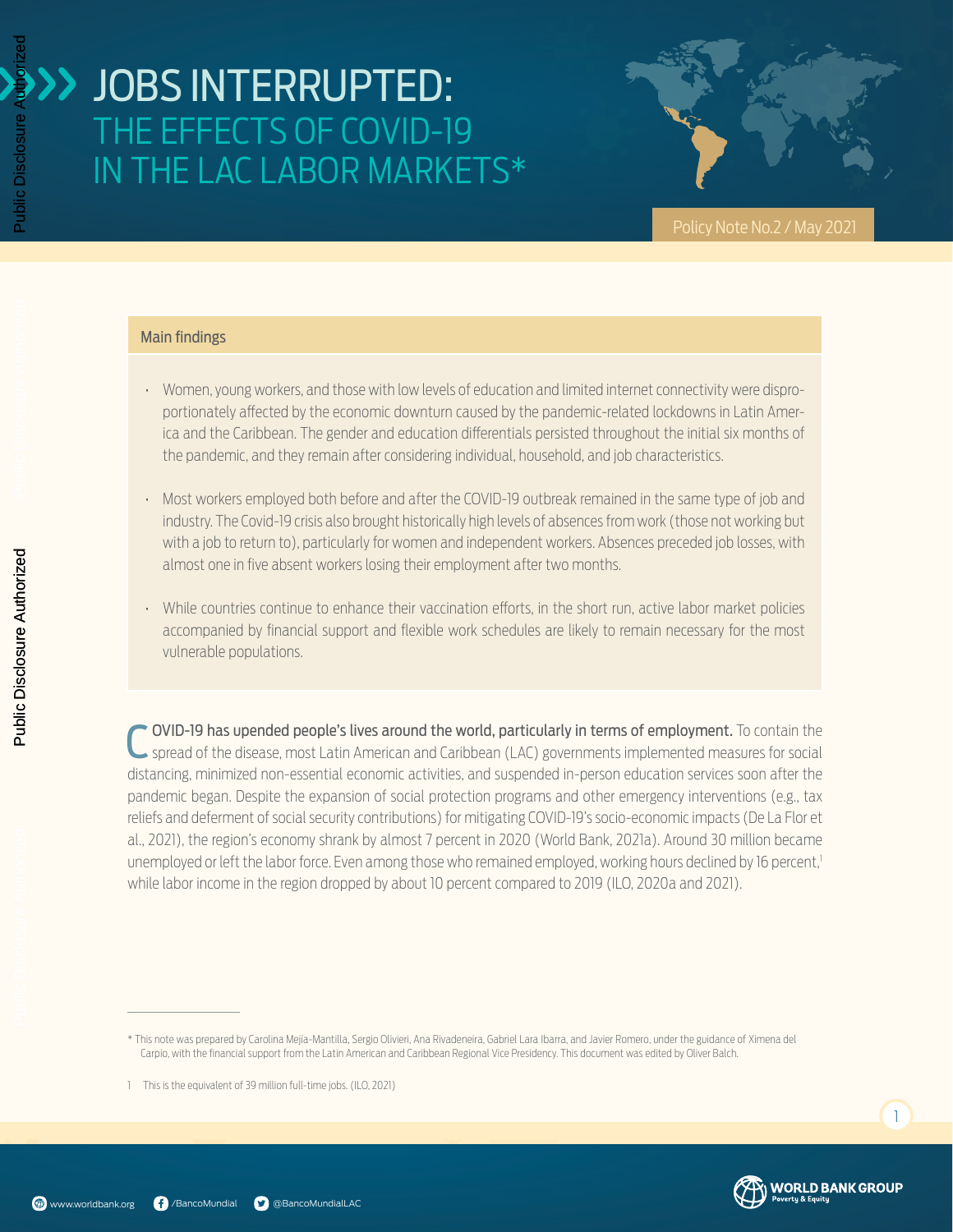# JOBS INTERRUPTED: THE EFFECTS OF COVID-19 IN THE LAC LABOR MARKETS*

Policy Note No.2 / May 2021

## Main findings

- Women, young workers, and those with low levels of education and limited internet connectivity were disproportionately affected by the economic downturn caused by the pandemic-related lockdowns in Latin America and the Caribbean. The gender and education differentials persisted throughout the initial six months of the pandemic, and they remain after considering individual, household, and job characteristics.
- Most workers employed both before and after the COVID-19 outbreak remained in the same type of job and industry. The Covid-19 crisis also brought historically high levels of absences from work (those not working but with a job to return to), particularly for women and independent workers. Absences preceded job losses, with almost one in five absent workers losing their employment after two months.
- While countries continue to enhance their vaccination efforts, in the short run, active labor market policies accompanied by financial support and flexible work schedules are likely to remain necessary for the most vulnerable populations.

**COVID-19 has upended people's lives around the world, particularly in terms of employment.** To contain the spread of the disease, most Latin American and Caribbean (LAC) governments implemented measures for social distancing, minimized non-essential economic activities, and suspended in-person education services soon after the pandemic began. Despite the expansion of social protection programs and other emergency interventions (e.g., tax reliefs and deferment of social security contributions) for mitigating COVID-19's socio-economic impacts (De La Flor et al., 2021), the region's economy shrank by almost 7 percent in 2020 (World Bank, 2021a). Around 30 million became unemployed or left the labor force. Even among those who remained employed, working hours declined by 16 percent,[1] while labor income in the region dropped by about 10 percent compared to 2019 (ILO, 2020a and 2021).

---

\* This note was prepared by Carolina Mejía-Mantilla, Sergio Olivieri, Ana Rivadeneira, Gabriel Lara Ibarra, and Javier Romero, under the guidance of Ximena del Carpio, with the financial support from the Latin American and Caribbean Regional Vice Presidency. This document was edited by Oliver Balch.

1 This is the equivalent of 39 million full-time jobs. (ILO, 2021)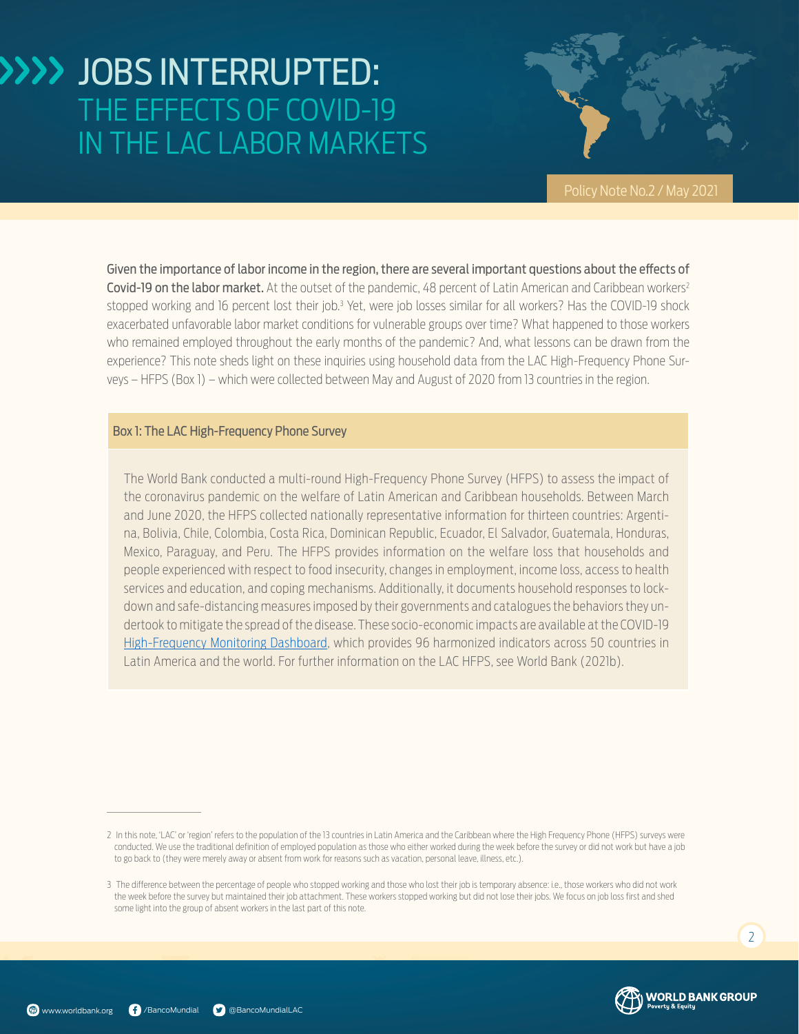# JOBS INTERRUPTED: THE EFFECTS OF COVID-19 IN THE LAC LABOR MARKETS

Policy Note No.2 / May 2021

**Given the importance of labor income in the region, there are several important questions about the effects of Covid-19 on the labor market.** At the outset of the pandemic, 48 percent of Latin American and Caribbean workers[2] stopped working and 16 percent lost their job.[3] Yet, were job losses similar for all workers? Has the COVID-19 shock exacerbated unfavorable labor market conditions for vulnerable groups over time? What happened to those workers who remained employed throughout the early months of the pandemic? And, what lessons can be drawn from the experience? This note sheds light on these inquiries using household data from the LAC High-Frequency Phone Surveys – HFPS (Box 1) – which were collected between May and August of 2020 from 13 countries in the region.

### Box 1: The LAC High-Frequency Phone Survey

The World Bank conducted a multi-round High-Frequency Phone Survey (HFPS) to assess the impact of the coronavirus pandemic on the welfare of Latin American and Caribbean households. Between March and June 2020, the HFPS collected nationally representative information for thirteen countries: Argentina, Bolivia, Chile, Colombia, Costa Rica, Dominican Republic, Ecuador, El Salvador, Guatemala, Honduras, Mexico, Paraguay, and Peru. The HFPS provides information on the welfare loss that households and people experienced with respect to food insecurity, changes in employment, income loss, access to health services and education, and coping mechanisms. Additionally, it documents household responses to lockdown and safe-distancing measures imposed by their governments and catalogues the behaviors they undertook to mitigate the spread of the disease. These socio-economic impacts are available at the COVID-19 High-Frequency Monitoring Dashboard, which provides 96 harmonized indicators across 50 countries in Latin America and the world. For further information on the LAC HFPS, see World Bank (2021b).

---

2 In this note, 'LAC' or 'region' refers to the population of the 13 countries in Latin America and the Caribbean where the High Frequency Phone (HFPS) surveys were conducted. We use the traditional definition of employed population as those who either worked during the week before the survey or did not work but have a job to go back to (they were merely away or absent from work for reasons such as vacation, personal leave, illness, etc.).

3 The difference between the percentage of people who stopped working and those who lost their job is temporary absence: i.e., those workers who did not work the week before the survey but maintained their job attachment. These workers stopped working but did not lose their jobs. We focus on job loss first and shed some light into the group of absent workers in the last part of this note.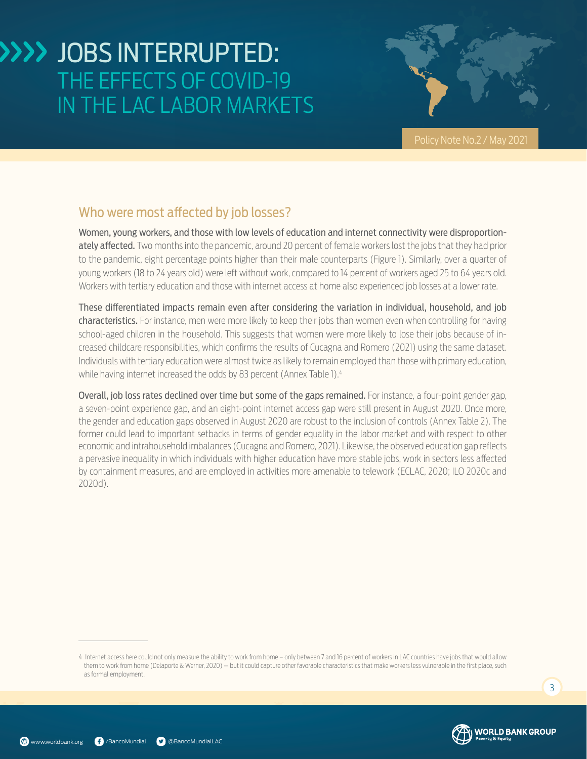## Who were most affected by job losses?

**Women, young workers, and those with low levels of education and internet connectivity were disproportionately affected.** Two months into the pandemic, around 20 percent of female workers lost the jobs that they had prior to the pandemic, eight percentage points higher than their male counterparts (Figure 1). Similarly, over a quarter of young workers (18 to 24 years old) were left without work, compared to 14 percent of workers aged 25 to 64 years old. Workers with tertiary education and those with internet access at home also experienced job losses at a lower rate.

**These differentiated impacts remain even after considering the variation in individual, household, and job characteristics.** For instance, men were more likely to keep their jobs than women even when controlling for having school-aged children in the household. This suggests that women were more likely to lose their jobs because of increased childcare responsibilities, which confirms the results of Cucagna and Romero (2021) using the same dataset. Individuals with tertiary education were almost twice as likely to remain employed than those with primary education, while having internet increased the odds by 83 percent (Annex Table 1).[4]

**Overall, job loss rates declined over time but some of the gaps remained.** For instance, a four-point gender gap, a seven-point experience gap, and an eight-point internet access gap were still present in August 2020. Once more, the gender and education gaps observed in August 2020 are robust to the inclusion of controls (Annex Table 2). The former could lead to important setbacks in terms of gender equality in the labor market and with respect to other economic and intrahousehold imbalances (Cucagna and Romero, 2021). Likewise, the observed education gap reflects a pervasive inequality in which individuals with higher education have more stable jobs, work in sectors less affected by containment measures, and are employed in activities more amenable to telework (ECLAC, 2020; ILO 2020c and 2020d).

---

4 Internet access here could not only measure the ability to work from home – only between 7 and 16 percent of workers in LAC countries have jobs that would allow them to work from home (Delaporte & Werner, 2020) – but it could capture other favorable characteristics that make workers less vulnerable in the first place, such as formal employment.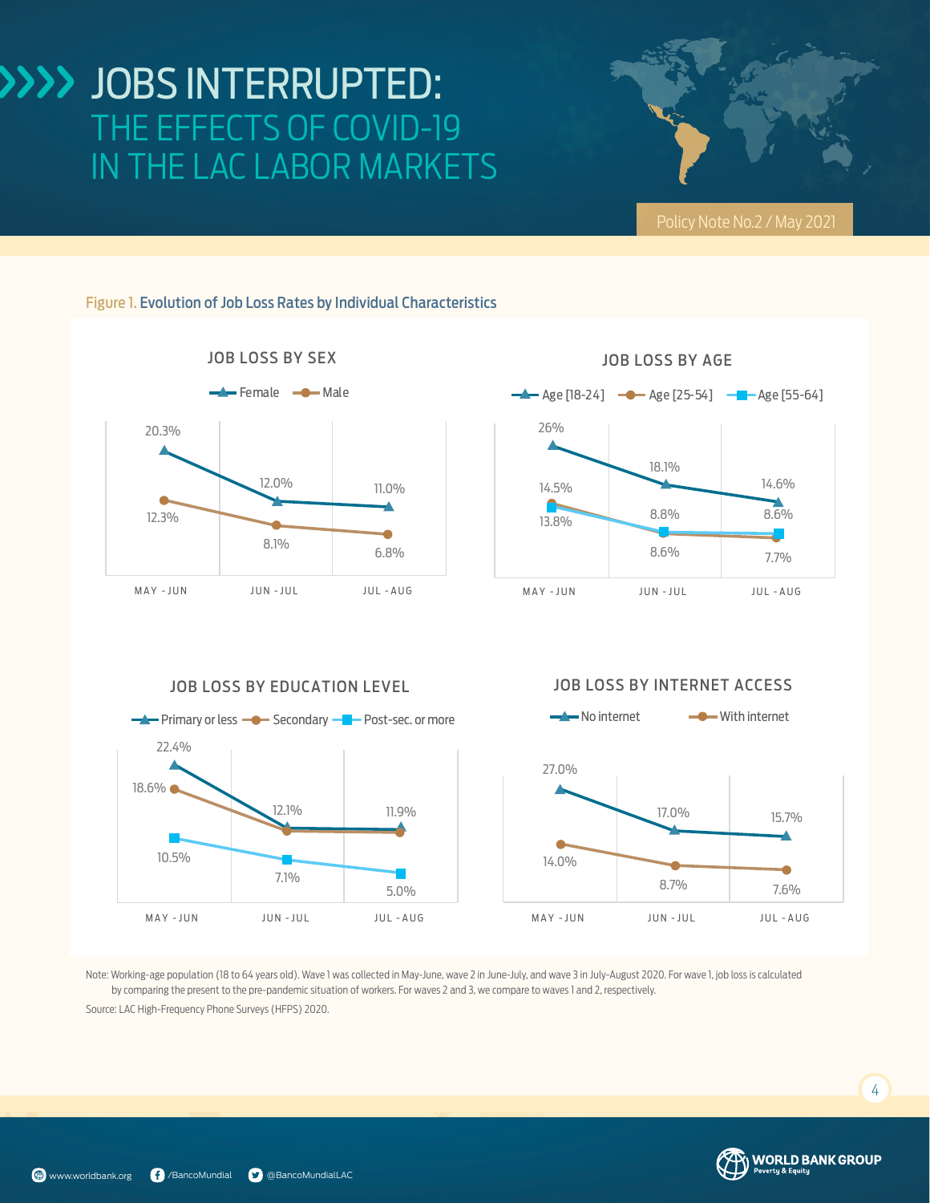# JOBS INTERRUPTED: THE EFFECTS OF COVID-19 IN THE LAC LABOR MARKETS

Policy Note No.2 / May 2021

**Figure 1.** Evolution of Job Loss Rates by Individual Characteristics

### JOB LOSS BY SEX

| | MAY - JUN | JUN - JUL | JUL - AUG |
|---|---|---|---|
| Female | 20.3% | 12.0% | 11.0% |
| Male | 12.3% | 8.1% | 6.8% |

### JOB LOSS BY AGE

| | MAY - JUN | JUN - JUL | JUL - AUG |
|---|---|---|---|
| Age [18-24] | 26% | 18.1% | 14.6% |
| Age [25-54] | 14.5% | 8.6% | 7.7% |
| Age [55-64] | 13.8% | 8.8% | 8.6% |

### JOB LOSS BY EDUCATION LEVEL

| | MAY - JUN | JUN - JUL | JUL - AUG |
|---|---|---|---|
| Primary or less | 22.4% | 12.1% | 11.9% |
| Secondary | 18.6% | | |
| Post-sec. or more | 10.5% | 7.1% | 5.0% |

### JOB LOSS BY INTERNET ACCESS

| | MAY - JUN | JUN - JUL | JUL - AUG |
|---|---|---|---|
| No internet | 27.0% | 17.0% | 15.7% |
| With internet | 14.0% | 8.7% | 7.6% |

Note: Working-age population (18 to 64 years old). Wave 1 was collected in May-June, wave 2 in June-July, and wave 3 in July-August 2020. For wave 1, job loss is calculated by comparing the present to the pre-pandemic situation of workers. For waves 2 and 3, we compare to waves 1 and 2, respectively.

Source: LAC High-Frequency Phone Surveys (HFPS) 2020.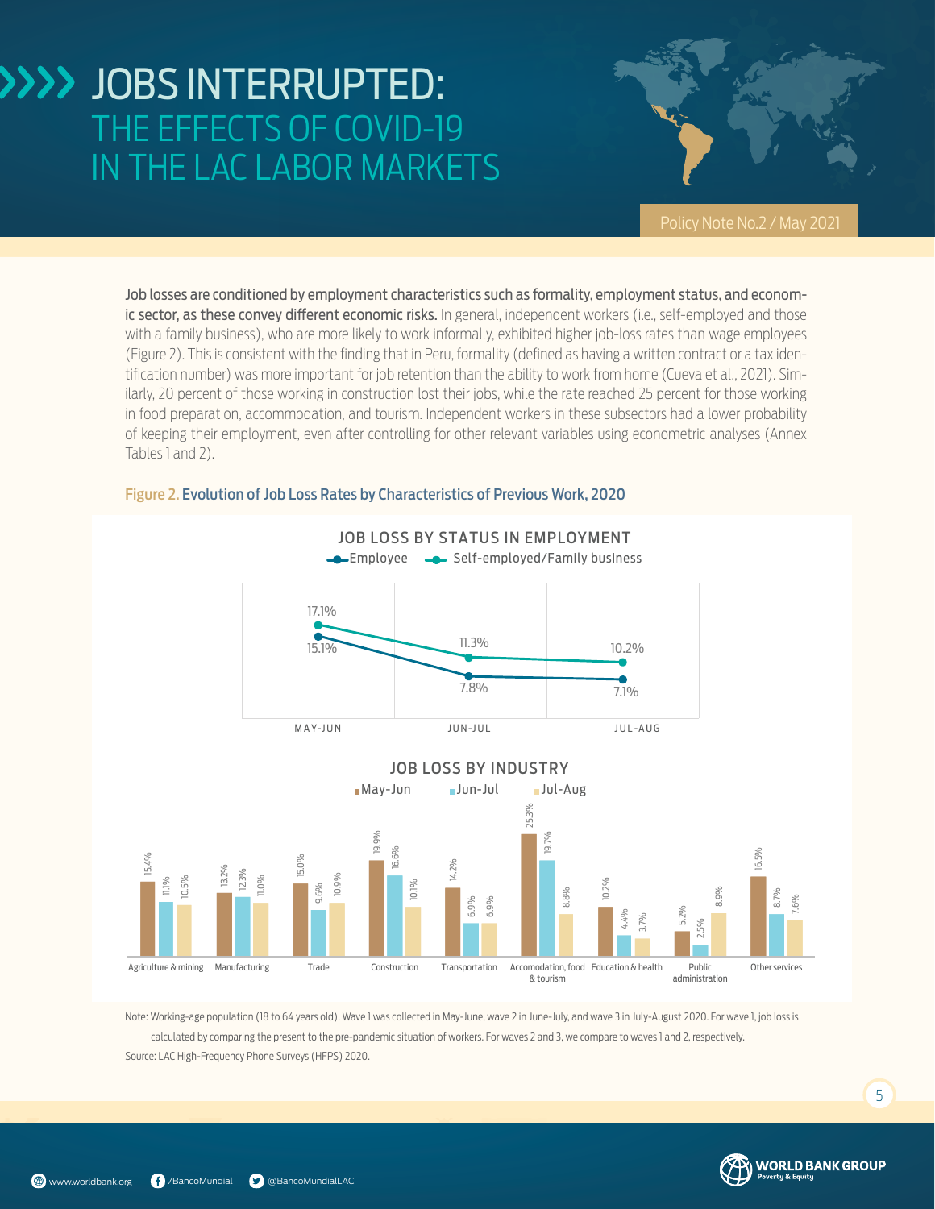# JOBS INTERRUPTED: THE EFFECTS OF COVID-19 IN THE LAC LABOR MARKETS

Policy Note No.2 / May 2021

**Job losses are conditioned by employment characteristics such as formality, employment status, and economic sector, as these convey different economic risks.** In general, independent workers (i.e., self-employed and those with a family business), who are more likely to work informally, exhibited higher job-loss rates than wage employees (Figure 2). This is consistent with the finding that in Peru, formality (defined as having a written contract or a tax identification number) was more important for job retention than the ability to work from home (Cueva et al., 2021). Similarly, 20 percent of those working in construction lost their jobs, while the rate reached 25 percent for those working in food preparation, accommodation, and tourism. Independent workers in these subsectors had a lower probability of keeping their employment, even after controlling for other relevant variables using econometric analyses (Annex Tables 1 and 2).

**Figure 2. Evolution of Job Loss Rates by Characteristics of Previous Work, 2020**

**JOB LOSS BY STATUS IN EMPLOYMENT**

| | MAY-JUN | JUN-JUL | JUL-AUG |
|---|---|---|---|
| Employee | 15.1% | 7.8% | 7.1% |
| Self-employed/Family business | 17.1% | 11.3% | 10.2% |

**JOB LOSS BY INDUSTRY**

| Industry | May-Jun | Jun-Jul | Jul-Aug |
|---|---|---|---|
| Agriculture & mining | 15.4% | 11.1% | 10.5% |
| Manufacturing | 13.2% | 12.3% | 11.0% |
| Trade | 15.0% | 9.6% | 10.9% |
| Construction | 19.9% | 16.6% | 10.1% |
| Transportation | 14.2% | 6.9% | 6.9% |
| Accomodation, food & tourism | 25.3% | 19.7% | 8.8% |
| Education & health | 10.2% | 4.4% | 3.7% |
| Public administration | 5.2% | 2.5% | 8.9% |
| Other services | 16.5% | 8.7% | 7.6% |

Note: Working-age population (18 to 64 years old). Wave 1 was collected in May-June, wave 2 in June-July, and wave 3 in July-August 2020. For wave 1, job loss is calculated by comparing the present to the pre-pandemic situation of workers. For waves 2 and 3, we compare to waves 1 and 2, respectively.

Source: LAC High-Frequency Phone Surveys (HFPS) 2020.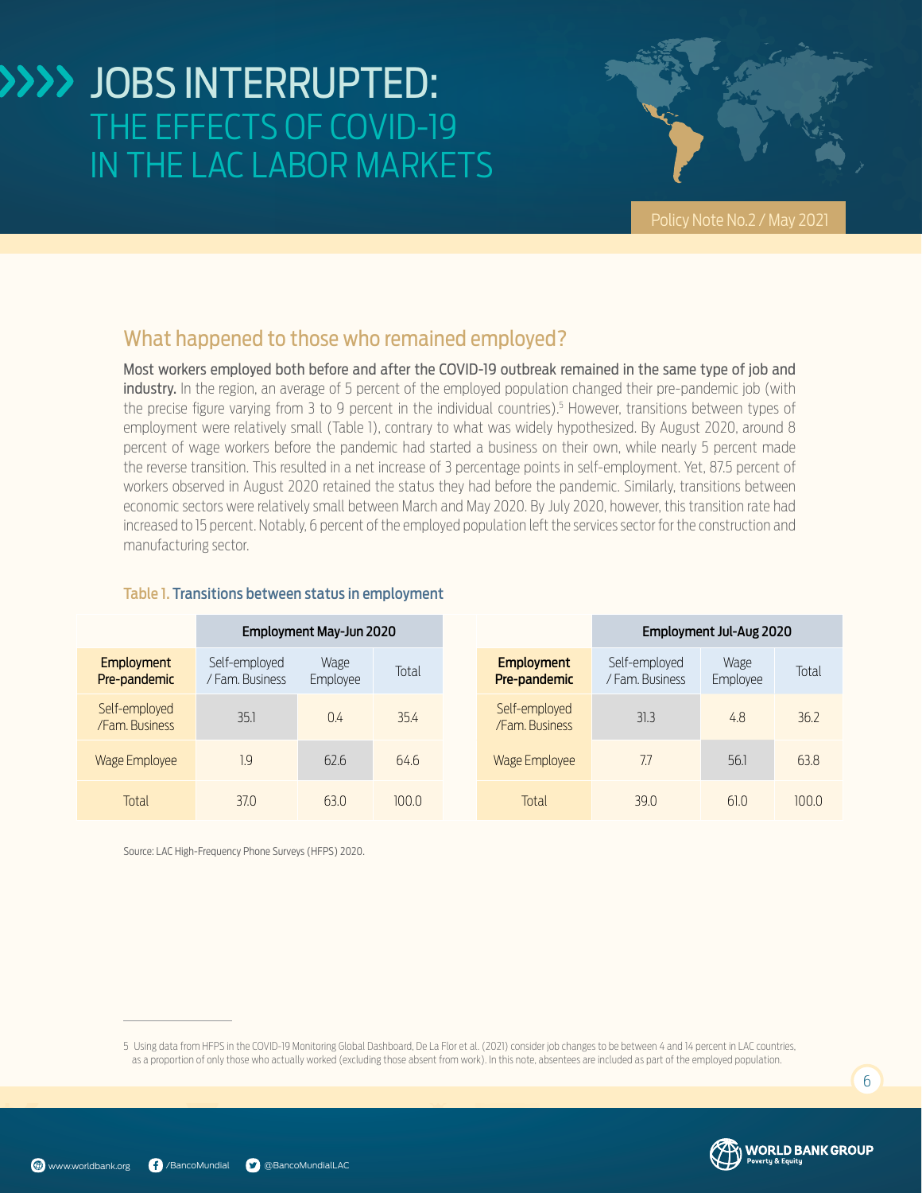## What happened to those who remained employed?

**Most workers employed both before and after the COVID-19 outbreak remained in the same type of job and industry.** In the region, an average of 5 percent of the employed population changed their pre-pandemic job (with the precise figure varying from 3 to 9 percent in the individual countries).[5] However, transitions between types of employment were relatively small (Table 1), contrary to what was widely hypothesized. By August 2020, around 8 percent of wage workers before the pandemic had started a business on their own, while nearly 5 percent made the reverse transition. This resulted in a net increase of 3 percentage points in self-employment. Yet, 87.5 percent of workers observed in August 2020 retained the status they had before the pandemic. Similarly, transitions between economic sectors were relatively small between March and May 2020. By July 2020, however, this transition rate had increased to 15 percent. Notably, 6 percent of the employed population left the services sector for the construction and manufacturing sector.

Table 1. Transitions between status in employment

| | Employment May-Jun 2020 | | |
|---|---|---|---|
| **Employment Pre-pandemic** | Self-employed / Fam. Business | Wage Employee | Total |
| Self-employed /Fam. Business | 35.1 | 0.4 | 35.4 |
| Wage Employee | 1.9 | 62.6 | 64.6 |
| Total | 37.0 | 63.0 | 100.0 |

| | Employment Jul-Aug 2020 | | |
|---|---|---|---|
| **Employment Pre-pandemic** | Self-employed / Fam. Business | Wage Employee | Total |
| Self-employed /Fam. Business | 31.3 | 4.8 | 36.2 |
| Wage Employee | 7.7 | 56.1 | 63.8 |
| Total | 39.0 | 61.0 | 100.0 |

Source: LAC High-Frequency Phone Surveys (HFPS) 2020.

5 Using data from HFPS in the COVID-19 Monitoring Global Dashboard, De La Flor et al. (2021) consider job changes to be between 4 and 14 percent in LAC countries, as a proportion of only those who actually worked (excluding those absent from work). In this note, absentees are included as part of the employed population.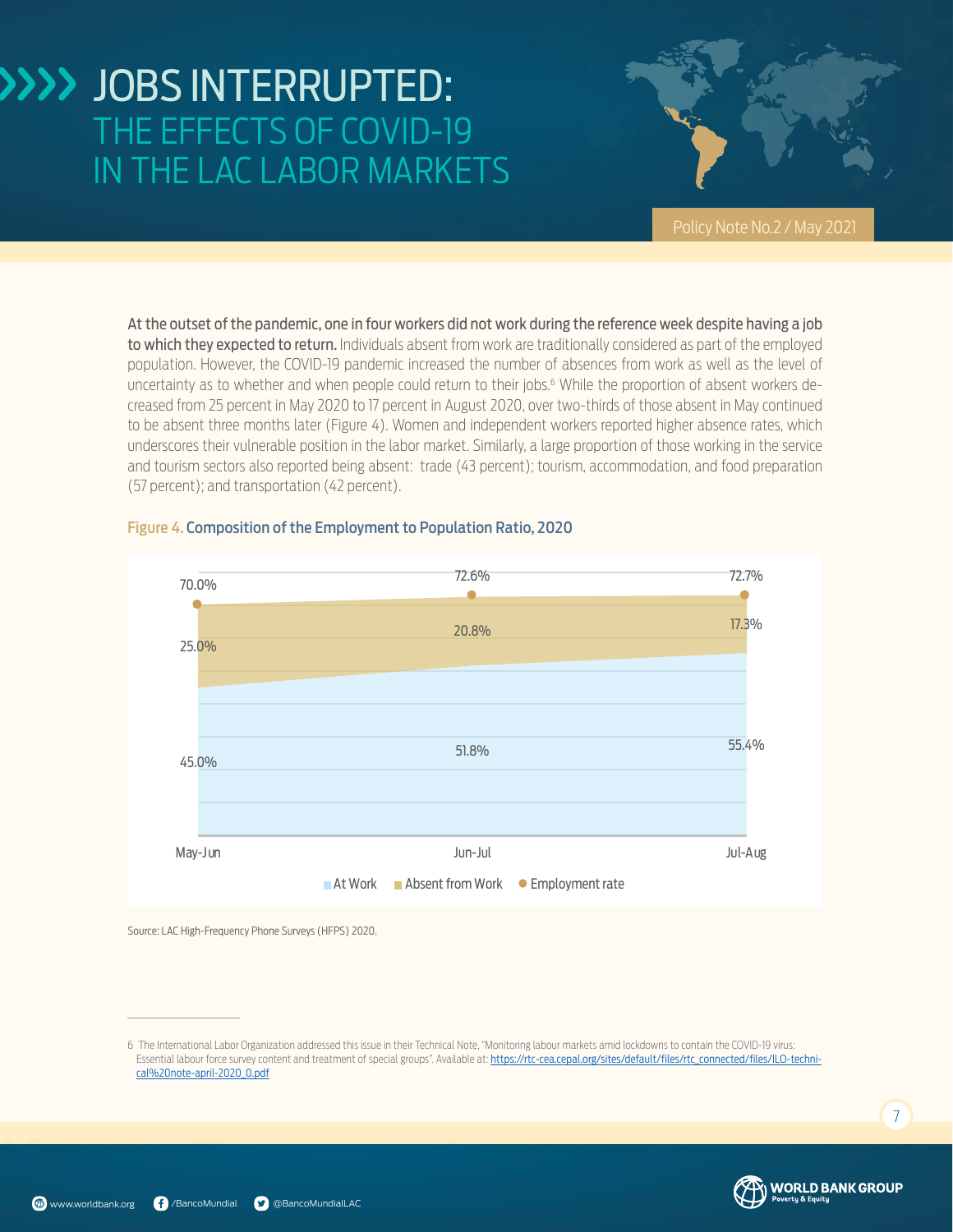# JOBS INTERRUPTED: THE EFFECTS OF COVID-19 IN THE LAC LABOR MARKETS

Policy Note No.2 / May 2021

**At the outset of the pandemic, one in four workers did not work during the reference week despite having a job to which they expected to return.** Individuals absent from work are traditionally considered as part of the employed population. However, the COVID-19 pandemic increased the number of absences from work as well as the level of uncertainty as to whether and when people could return to their jobs.[6] While the proportion of absent workers decreased from 25 percent in May 2020 to 17 percent in August 2020, over two-thirds of those absent in May continued to be absent three months later (Figure 4). Women and independent workers reported higher absence rates, which underscores their vulnerable position in the labor market. Similarly, a large proportion of those working in the service and tourism sectors also reported being absent: trade (43 percent); tourism, accommodation, and food preparation (57 percent); and transportation (42 percent).

**Figure 4. Composition of the Employment to Population Ratio, 2020**

| | May-Jun | Jun-Jul | Jul-Aug |
|---|---|---|---|
| At Work | 45.0% | 51.8% | 55.4% |
| Absent from Work | 25.0% | 20.8% | 17.3% |
| Employment rate | 70.0% | 72.6% | 72.7% |

Source: LAC High-Frequency Phone Surveys (HFPS) 2020.

---

6 The International Labor Organization addressed this issue in their Technical Note, "Monitoring labour markets amid lockdowns to contain the COVID-19 virus: Essential labour force survey content and treatment of special groups". Available at: https://rtc-cea.cepal.org/sites/default/files/rtc_connected/files/ILO-technical%20note-april-2020_0.pdf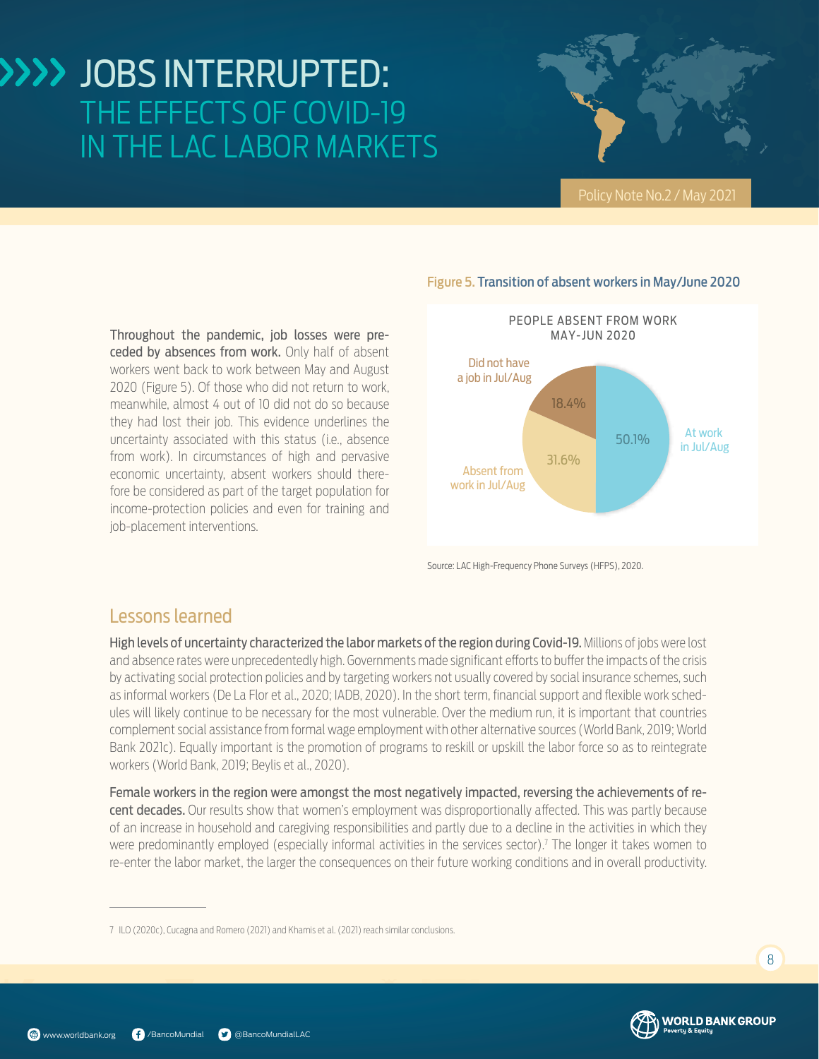**Throughout the pandemic, job losses were preceded by absences from work.** Only half of absent workers went back to work between May and August 2020 (Figure 5). Of those who did not return to work, meanwhile, almost 4 out of 10 did not do so because they had lost their job. This evidence underlines the uncertainty associated with this status (i.e., absence from work). In circumstances of high and pervasive economic uncertainty, absent workers should therefore be considered as part of the target population for income-protection policies and even for training and job-placement interventions.

**Figure 5.** Transition of absent workers in May/June 2020

PEOPLE ABSENT FROM WORK MAY-JUN 2020

| Status | Share |
|---|---|
| At work in Jul/Aug | 50.1% |
| Absent from work in Jul/Aug | 31.6% |
| Did not have a job in Jul/Aug | 18.4% |

Source: LAC High-Frequency Phone Surveys (HFPS), 2020.

## Lessons learned

**High levels of uncertainty characterized the labor markets of the region during Covid-19.** Millions of jobs were lost and absence rates were unprecedentedly high. Governments made significant efforts to buffer the impacts of the crisis by activating social protection policies and by targeting workers not usually covered by social insurance schemes, such as informal workers (De La Flor et al., 2020; IADB, 2020). In the short term, financial support and flexible work schedules will likely continue to be necessary for the most vulnerable. Over the medium run, it is important that countries complement social assistance from formal wage employment with other alternative sources (World Bank, 2019; World Bank 2021c). Equally important is the promotion of programs to reskill or upskill the labor force so as to reintegrate workers (World Bank, 2019; Beylis et al., 2020).

**Female workers in the region were amongst the most negatively impacted, reversing the achievements of recent decades.** Our results show that women's employment was disproportionally affected. This was partly because of an increase in household and caregiving responsibilities and partly due to a decline in the activities in which they were predominantly employed (especially informal activities in the services sector).[7] The longer it takes women to re-enter the labor market, the larger the consequences on their future working conditions and in overall productivity.

---

7 ILO (2020c), Cucagna and Romero (2021) and Khamis et al. (2021) reach similar conclusions.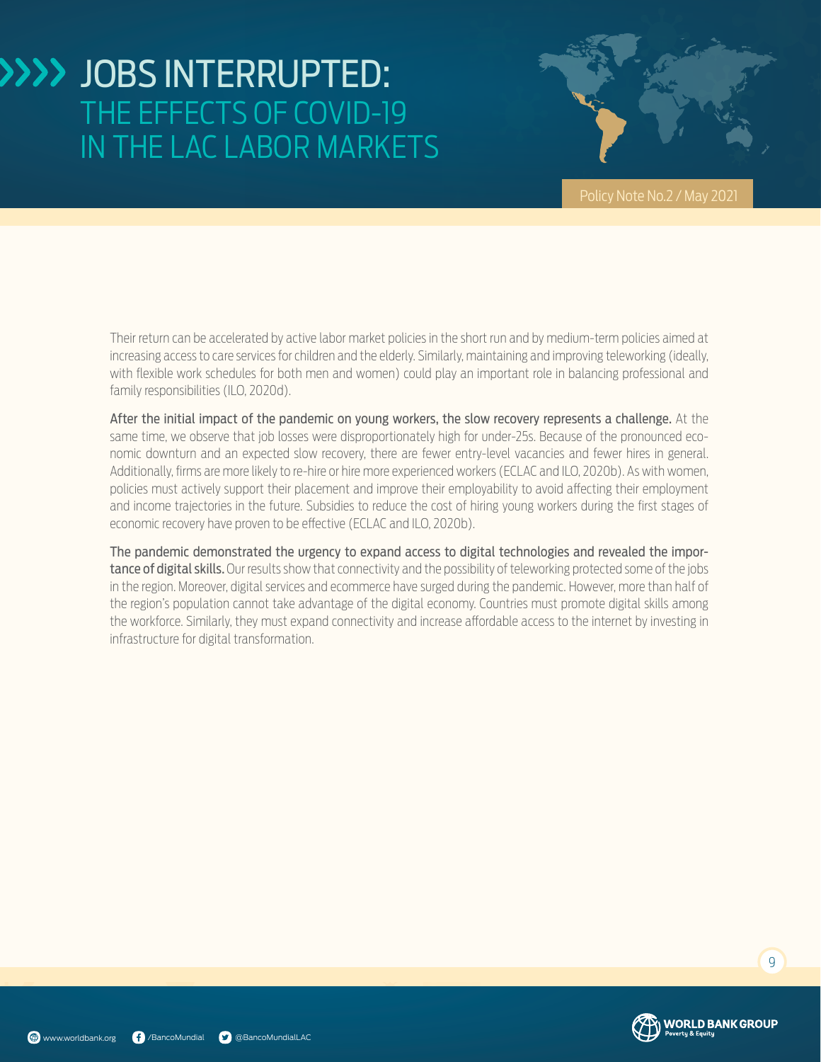Their return can be accelerated by active labor market policies in the short run and by medium-term policies aimed at increasing access to care services for children and the elderly. Similarly, maintaining and improving teleworking (ideally, with flexible work schedules for both men and women) could play an important role in balancing professional and family responsibilities (ILO, 2020d).

**After the initial impact of the pandemic on young workers, the slow recovery represents a challenge.** At the same time, we observe that job losses were disproportionately high for under-25s. Because of the pronounced economic downturn and an expected slow recovery, there are fewer entry-level vacancies and fewer hires in general. Additionally, firms are more likely to re-hire or hire more experienced workers (ECLAC and ILO, 2020b). As with women, policies must actively support their placement and improve their employability to avoid affecting their employment and income trajectories in the future. Subsidies to reduce the cost of hiring young workers during the first stages of economic recovery have proven to be effective (ECLAC and ILO, 2020b).

**The pandemic demonstrated the urgency to expand access to digital technologies and revealed the importance of digital skills.** Our results show that connectivity and the possibility of teleworking protected some of the jobs in the region. Moreover, digital services and ecommerce have surged during the pandemic. However, more than half of the region's population cannot take advantage of the digital economy. Countries must promote digital skills among the workforce. Similarly, they must expand connectivity and increase affordable access to the internet by investing in infrastructure for digital transformation.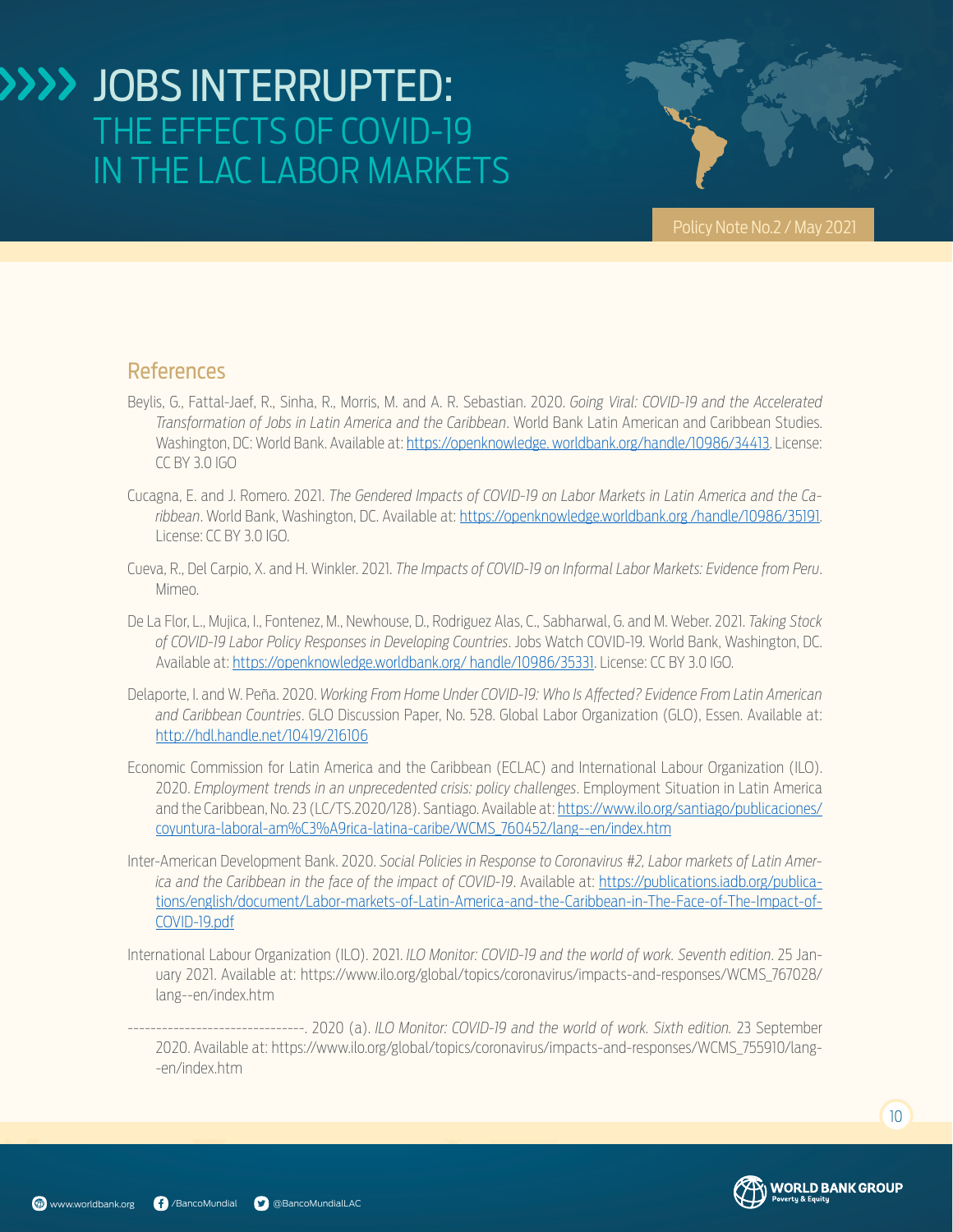## References

Beylis, G., Fattal-Jaef, R., Sinha, R., Morris, M. and A. R. Sebastian. 2020. *Going Viral: COVID-19 and the Accelerated Transformation of Jobs in Latin America and the Caribbean*. World Bank Latin American and Caribbean Studies. Washington, DC: World Bank. Available at: https://openknowledge. worldbank.org/handle/10986/34413. License: CC BY 3.0 IGO

Cucagna, E. and J. Romero. 2021. *The Gendered Impacts of COVID-19 on Labor Markets in Latin America and the Caribbean*. World Bank, Washington, DC. Available at: https://openknowledge.worldbank.org /handle/10986/35191. License: CC BY 3.0 IGO.

Cueva, R., Del Carpio, X. and H. Winkler. 2021. *The Impacts of COVID-19 on Informal Labor Markets: Evidence from Peru*. Mimeo.

De La Flor, L., Mujica, I., Fontenez, M., Newhouse, D., Rodriguez Alas, C., Sabharwal, G. and M. Weber. 2021. *Taking Stock of COVID-19 Labor Policy Responses in Developing Countries*. Jobs Watch COVID-19. World Bank, Washington, DC. Available at: https://openknowledge.worldbank.org/ handle/10986/35331. License: CC BY 3.0 IGO.

Delaporte, I. and W. Peña. 2020. *Working From Home Under COVID-19: Who Is Affected? Evidence From Latin American and Caribbean Countries*. GLO Discussion Paper, No. 528. Global Labor Organization (GLO), Essen. Available at: http://hdl.handle.net/10419/216106

Economic Commission for Latin America and the Caribbean (ECLAC) and International Labour Organization (ILO). 2020. *Employment trends in an unprecedented crisis: policy challenges*. Employment Situation in Latin America and the Caribbean, No. 23 (LC/TS.2020/128). Santiago. Available at: https://www.ilo.org/santiago/publicaciones/coyuntura-laboral-am%C3%A9rica-latina-caribe/WCMS_760452/lang--en/index.htm

Inter-American Development Bank. 2020. *Social Policies in Response to Coronavirus #2, Labor markets of Latin America and the Caribbean in the face of the impact of COVID-19*. Available at: https://publications.iadb.org/publications/english/document/Labor-markets-of-Latin-America-and-the-Caribbean-in-The-Face-of-The-Impact-of-COVID-19.pdf

International Labour Organization (ILO). 2021. *ILO Monitor: COVID-19 and the world of work. Seventh edition*. 25 January 2021. Available at: https://www.ilo.org/global/topics/coronavirus/impacts-and-responses/WCMS_767028/lang--en/index.htm

------------------------------. 2020 (a). *ILO Monitor: COVID-19 and the world of work. Sixth edition.* 23 September 2020. Available at: https://www.ilo.org/global/topics/coronavirus/impacts-and-responses/WCMS_755910/lang--en/index.htm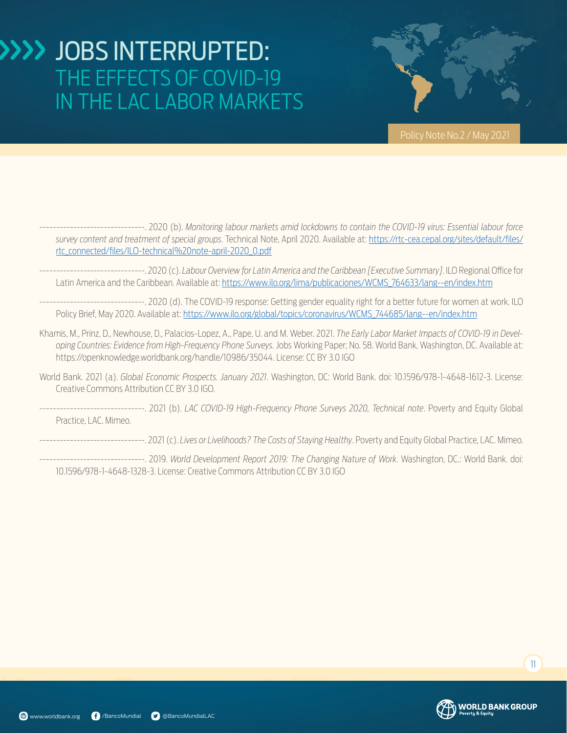-------------------------------. 2020 (b). *Monitoring labour markets amid lockdowns to contain the COVID-19 virus: Essential labour force survey content and treatment of special groups*. Technical Note, April 2020. Available at: https://rtc-cea.cepal.org/sites/default/files/rtc_connected/files/ILO-technical%20note-april-2020_0.pdf

-------------------------------. 2020 (c). *Labour Overview for Latin America and the Caribbean [Executive Summary]*. ILO Regional Office for Latin America and the Caribbean. Available at: https://www.ilo.org/lima/publicaciones/WCMS_764633/lang--en/index.htm

-------------------------------. 2020 (d). The COVID-19 response: Getting gender equality right for a better future for women at work. ILO Policy Brief, May 2020. Available at: https://www.ilo.org/global/topics/coronavirus/WCMS_744685/lang--en/index.htm

Khamis, M., Prinz, D., Newhouse, D., Palacios-Lopez, A., Pape, U. and M. Weber. 2021. *The Early Labor Market Impacts of COVID-19 in Developing Countries: Evidence from High-Frequency Phone Surveys*. Jobs Working Paper; No. 58. World Bank, Washington, DC. Available at: https://openknowledge.worldbank.org/handle/10986/35044. License: CC BY 3.0 IGO

World Bank. 2021 (a). *Global Economic Prospects. January 2021*. Washington, DC: World Bank. doi: 10.1596/978-1-4648-1612-3. License: Creative Commons Attribution CC BY 3.0 IGO.

-------------------------------. 2021 (b). *LAC COVID-19 High-Frequency Phone Surveys 2020, Technical note*. Poverty and Equity Global Practice, LAC. Mimeo.

-------------------------------. 2021 (c). *Lives or Livelihoods? The Costs of Staying Healthy*. Poverty and Equity Global Practice, LAC. Mimeo.

-------------------------------. 2019. *World Development Report 2019: The Changing Nature of Work*. Washington, DC.: World Bank. doi: 10.1596/978-1-4648-1328-3. License: Creative Commons Attribution CC BY 3.0 IGO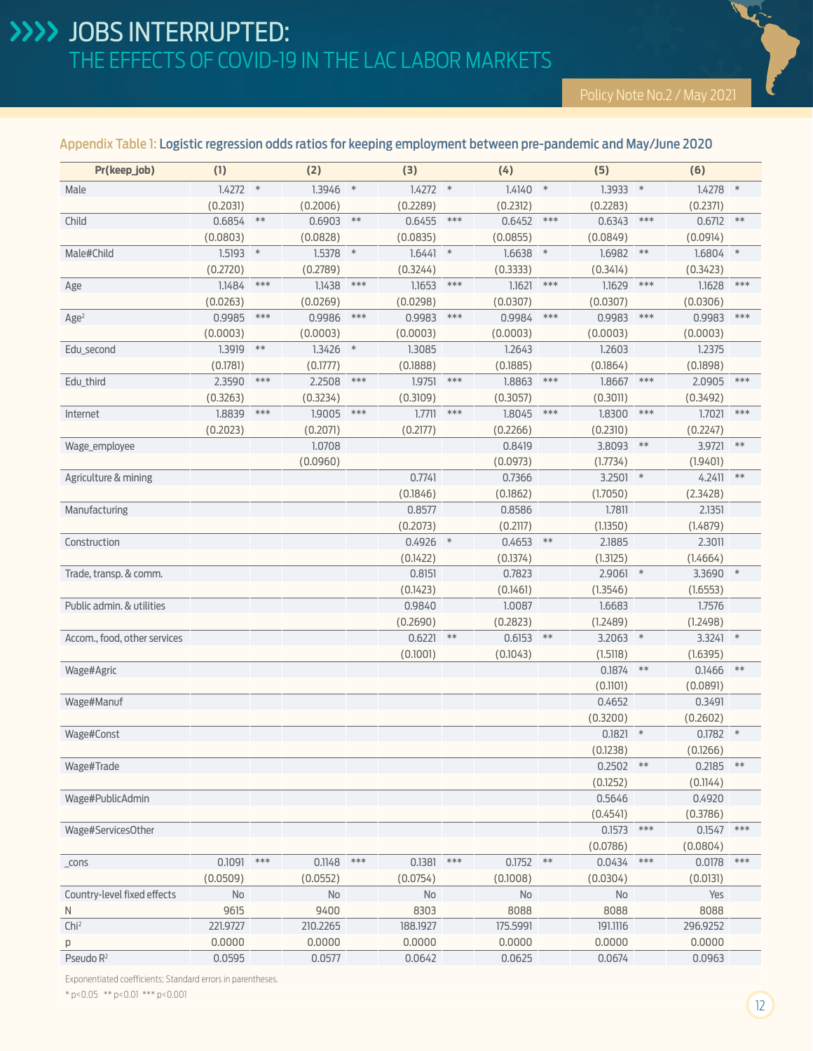## Appendix Table 1: Logistic regression odds ratios for keeping employment between pre-pandemic and May/June 2020

| Pr(keep_job) | (1) | (2) | (3) | (4) | (5) | (6) |
|---|---|---|---|---|---|---|
| Male | 1.4272 * | 1.3946 * | 1.4272 * | 1.4140 * | 1.3933 * | 1.4278 * |
| | (0.2031) | (0.2006) | (0.2289) | (0.2312) | (0.2283) | (0.2371) |
| Child | 0.6854 ** | 0.6903 ** | 0.6455 *** | 0.6452 *** | 0.6343 *** | 0.6712 ** |
| | (0.0803) | (0.0828) | (0.0835) | (0.0855) | (0.0849) | (0.0914) |
| Male#Child | 1.5193 * | 1.5378 * | 1.6441 * | 1.6638 * | 1.6982 ** | 1.6804 * |
| | (0.2720) | (0.2789) | (0.3244) | (0.3333) | (0.3414) | (0.3423) |
| Age | 1.1484 *** | 1.1438 *** | 1.1653 *** | 1.1621 *** | 1.1629 *** | 1.1628 *** |
| | (0.0263) | (0.0269) | (0.0298) | (0.0307) | (0.0307) | (0.0306) |
| $Age^2$ | 0.9985 *** | 0.9986 *** | 0.9983 *** | 0.9984 *** | 0.9983 *** | 0.9983 *** |
| | (0.0003) | (0.0003) | (0.0003) | (0.0003) | (0.0003) | (0.0003) |
| Edu_second | 1.3919 ** | 1.3426 * | 1.3085 | 1.2643 | 1.2603 | 1.2375 |
| | (0.1781) | (0.1777) | (0.1888) | (0.1885) | (0.1864) | (0.1898) |
| Edu_third | 2.3590 *** | 2.2508 *** | 1.9751 *** | 1.8863 *** | 1.8667 *** | 2.0905 *** |
| | (0.3263) | (0.3234) | (0.3109) | (0.3057) | (0.3011) | (0.3492) |
| Internet | 1.8839 *** | 1.9005 *** | 1.7711 *** | 1.8045 *** | 1.8300 *** | 1.7021 *** |
| | (0.2023) | (0.2071) | (0.2177) | (0.2266) | (0.2310) | (0.2247) |
| Wage_employee | | 1.0708 | | 0.8419 | 3.8093 ** | 3.9721 ** |
| | | (0.0960) | | (0.0973) | (1.7734) | (1.9401) |
| Agriculture & mining | | | 0.7741 | 0.7366 | 3.2501 * | 4.2411 ** |
| | | | (0.1846) | (0.1862) | (1.7050) | (2.3428) |
| Manufacturing | | | 0.8577 | 0.8586 | 1.7811 | 2.1351 |
| | | | (0.2073) | (0.2117) | (1.1350) | (1.4879) |
| Construction | | | 0.4926 * | 0.4653 ** | 2.1885 | 2.3011 |
| | | | (0.1422) | (0.1374) | (1.3125) | (1.4664) |
| Trade, transp. & comm. | | | 0.8151 | 0.7823 | 2.9061 * | 3.3690 * |
| | | | (0.1423) | (0.1461) | (1.3546) | (1.6553) |
| Public admin. & utilities | | | 0.9840 | 1.0087 | 1.6683 | 1.7576 |
| | | | (0.2690) | (0.2823) | (1.2489) | (1.2498) |
| Accom., food, other services | | | 0.6221 ** | 0.6153 ** | 3.2063 * | 3.3241 * |
| | | | (0.1001) | (0.1043) | (1.5118) | (1.6395) |
| Wage#Agric | | | | | 0.1874 ** | 0.1466 ** |
| | | | | | (0.1101) | (0.0891) |
| Wage#Manuf | | | | | 0.4652 | 0.3491 |
| | | | | | (0.3200) | (0.2602) |
| Wage#Const | | | | | 0.1821 * | 0.1782 * |
| | | | | | (0.1238) | (0.1266) |
| Wage#Trade | | | | | 0.2502 ** | 0.2185 ** |
| | | | | | (0.1252) | (0.1144) |
| Wage#PublicAdmin | | | | | 0.5646 | 0.4920 |
| | | | | | (0.4541) | (0.3786) |
| Wage#ServicesOther | | | | | 0.1573 *** | 0.1547 *** |
| | | | | | (0.0786) | (0.0804) |
| _cons | 0.1091 *** | 0.1148 *** | 0.1381 *** | 0.1752 ** | 0.0434 *** | 0.0178 *** |
| | (0.0509) | (0.0552) | (0.0754) | (0.1008) | (0.0304) | (0.0131) |
| Country-level fixed effects | No | No | No | No | No | Yes |
| N | 9615 | 9400 | 8303 | 8088 | 8088 | 8088 |
| $Chi^2$ | 221.9727 | 210.2265 | 188.1927 | 175.5991 | 191.1116 | 296.9252 |
| p | 0.0000 | 0.0000 | 0.0000 | 0.0000 | 0.0000 | 0.0000 |
| Pseudo $R^2$ | 0.0595 | 0.0577 | 0.0642 | 0.0625 | 0.0674 | 0.0963 |

Exponentiated coefficients; Standard errors in parentheses.

* $p<0.05$ ** $p<0.01$ *** $p<0.001$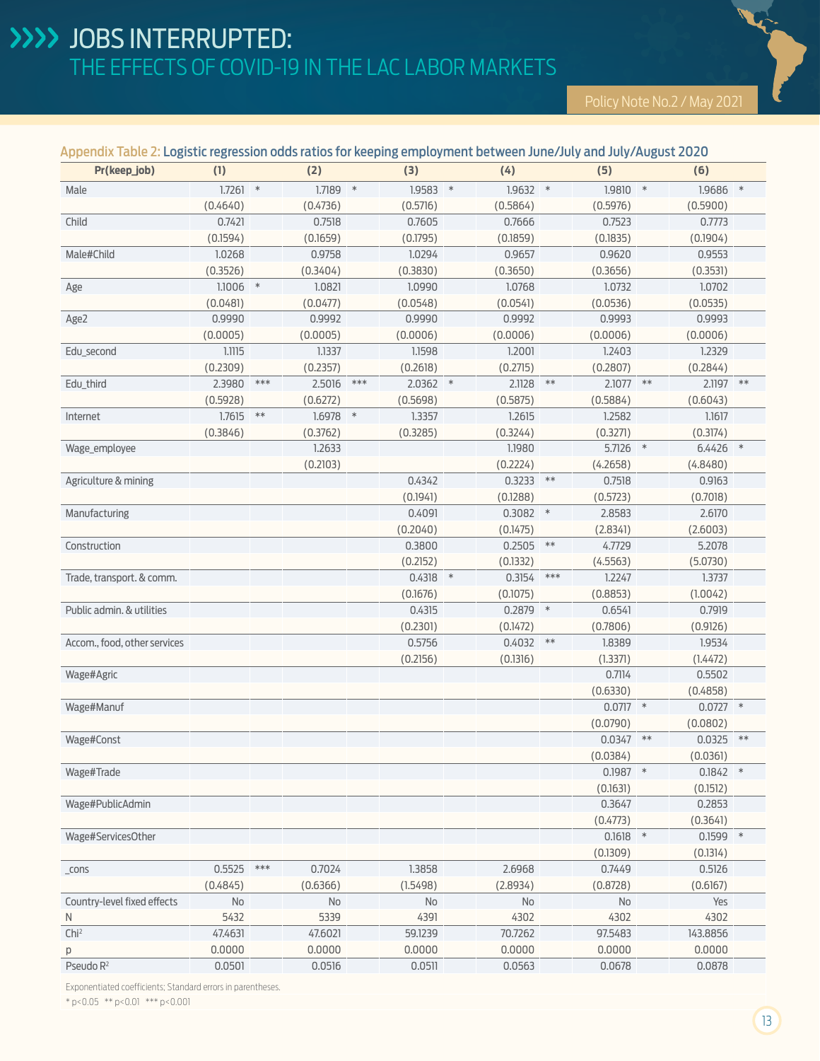## Appendix Table 2: Logistic regression odds ratios for keeping employment between June/July and July/August 2020

| Pr(keep_job) | (1) | | (2) | | (3) | | (4) | | (5) | | (6) | |
|---|---|---|---|---|---|---|---|---|---|---|---|---|
| Male | 1.7261 | * | 1.7189 | * | 1.9583 | * | 1.9632 | * | 1.9810 | * | 1.9686 | * |
| | (0.4640) | | (0.4736) | | (0.5716) | | (0.5864) | | (0.5976) | | (0.5900) | |
| Child | 0.7421 | | 0.7518 | | 0.7605 | | 0.7666 | | 0.7523 | | 0.7773 | |
| | (0.1594) | | (0.1659) | | (0.1795) | | (0.1859) | | (0.1835) | | (0.1904) | |
| Male#Child | 1.0268 | | 0.9758 | | 1.0294 | | 0.9657 | | 0.9620 | | 0.9553 | |
| | (0.3526) | | (0.3404) | | (0.3830) | | (0.3650) | | (0.3656) | | (0.3531) | |
| Age | 1.1006 | * | 1.0821 | | 1.0990 | | 1.0768 | | 1.0732 | | 1.0702 | |
| | (0.0481) | | (0.0477) | | (0.0548) | | (0.0541) | | (0.0536) | | (0.0535) | |
| Age2 | 0.9990 | | 0.9992 | | 0.9990 | | 0.9992 | | 0.9993 | | 0.9993 | |
| | (0.0005) | | (0.0005) | | (0.0006) | | (0.0006) | | (0.0006) | | (0.0006) | |
| Edu_second | 1.1115 | | 1.1337 | | 1.1598 | | 1.2001 | | 1.2403 | | 1.2329 | |
| | (0.2309) | | (0.2357) | | (0.2618) | | (0.2715) | | (0.2807) | | (0.2844) | |
| Edu_third | 2.3980 | *** | 2.5016 | *** | 2.0362 | * | 2.1128 | ** | 2.1077 | ** | 2.1197 | ** |
| | (0.5928) | | (0.6272) | | (0.5698) | | (0.5875) | | (0.5884) | | (0.6043) | |
| Internet | 1.7615 | ** | 1.6978 | * | 1.3357 | | 1.2615 | | 1.2582 | | 1.1617 | |
| | (0.3846) | | (0.3762) | | (0.3285) | | (0.3244) | | (0.3271) | | (0.3174) | |
| Wage_employee | | | 1.2633 | | | | 1.1980 | | 5.7126 | * | 6.4426 | * |
| | | | (0.2103) | | | | (0.2224) | | (4.2658) | | (4.8480) | |
| Agriculture & mining | | | | | 0.4342 | | 0.3233 | ** | 0.7518 | | 0.9163 | |
| | | | | | (0.1941) | | (0.1288) | | (0.5723) | | (0.7018) | |
| Manufacturing | | | | | 0.4091 | | 0.3082 | * | 2.8583 | | 2.6170 | |
| | | | | | (0.2040) | | (0.1475) | | (2.8341) | | (2.6003) | |
| Construction | | | | | 0.3800 | | 0.2505 | ** | 4.7729 | | 5.2078 | |
| | | | | | (0.2152) | | (0.1332) | | (4.5563) | | (5.0730) | |
| Trade, transport. & comm. | | | | | 0.4318 | * | 0.3154 | *** | 1.2247 | | 1.3737 | |
| | | | | | (0.1676) | | (0.1075) | | (0.8853) | | (1.0042) | |
| Public admin. & utilities | | | | | 0.4315 | | 0.2879 | * | 0.6541 | | 0.7919 | |
| | | | | | (0.2301) | | (0.1472) | | (0.7806) | | (0.9126) | |
| Accom., food, other services | | | | | 0.5756 | | 0.4032 | ** | 1.8389 | | 1.9534 | |
| | | | | | (0.2156) | | (0.1316) | | (1.3371) | | (1.4472) | |
| Wage#Agric | | | | | | | | | 0.7114 | | 0.5502 | |
| | | | | | | | | | (0.6330) | | (0.4858) | |
| Wage#Manuf | | | | | | | | | 0.0717 | * | 0.0727 | * |
| | | | | | | | | | (0.0790) | | (0.0802) | |
| Wage#Const | | | | | | | | | 0.0347 | ** | 0.0325 | ** |
| | | | | | | | | | (0.0384) | | (0.0361) | |
| Wage#Trade | | | | | | | | | 0.1987 | * | 0.1842 | * |
| | | | | | | | | | (0.1631) | | (0.1512) | |
| Wage#PublicAdmin | | | | | | | | | 0.3647 | | 0.2853 | |
| | | | | | | | | | (0.4773) | | (0.3641) | |
| Wage#ServicesOther | | | | | | | | | 0.1618 | * | 0.1599 | * |
| | | | | | | | | | (0.1309) | | (0.1314) | |
| _cons | 0.5525 | *** | 0.7024 | | 1.3858 | | 2.6968 | | 0.7449 | | 0.5126 | |
| | (0.4845) | | (0.6366) | | (1.5498) | | (2.8934) | | (0.8728) | | (0.6167) | |
| Country-level fixed effects | No | | No | | No | | No | | No | | Yes | |
| N | 5432 | | 5339 | | 4391 | | 4302 | | 4302 | | 4302 | |
| $Chi^2$ | 47.4631 | | 47.6021 | | 59.1239 | | 70.7262 | | 97.5483 | | 143.8856 | |
| p | 0.0000 | | 0.0000 | | 0.0000 | | 0.0000 | | 0.0000 | | 0.0000 | |
| Pseudo $R^2$ | 0.0501 | | 0.0516 | | 0.0511 | | 0.0563 | | 0.0678 | | 0.0878 | |

Exponentiated coefficients; Standard errors in parentheses.

\* p<0.05 \*\* p<0.01 \*\*\* p<0.001